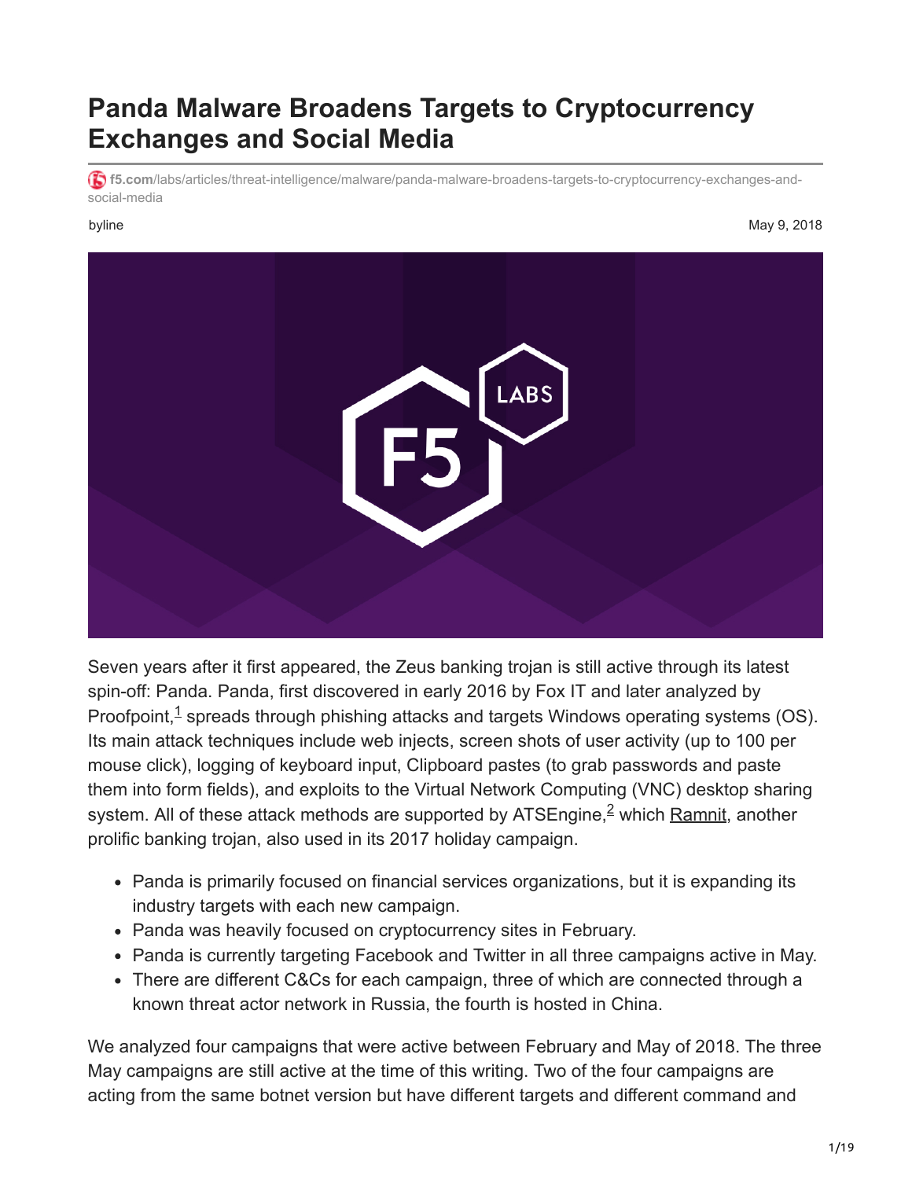# Panda Malware Broadens Targets to Cryptocurrency Exchanges and Social Media

f5.com/labs/articles/threat-intelligence/malware/panda-malware-broadens-targets-to-cryptocurrency-exchanges-and-social-media

byline

May 9, 2018

Seven years after it first appeared, the Zeus banking trojan is still active through its latest spin-off: Panda. Panda, first discovered in early 2016 by Fox IT and later analyzed by Proofpoint,[1] spreads through phishing attacks and targets Windows operating systems (OS). Its main attack techniques include web injects, screen shots of user activity (up to 100 per mouse click), logging of keyboard input, Clipboard pastes (to grab passwords and paste them into form fields), and exploits to the Virtual Network Computing (VNC) desktop sharing system. All of these attack methods are supported by ATSEngine,[2] which Ramnit, another prolific banking trojan, also used in its 2017 holiday campaign.

- Panda is primarily focused on financial services organizations, but it is expanding its industry targets with each new campaign.
- Panda was heavily focused on cryptocurrency sites in February.
- Panda is currently targeting Facebook and Twitter in all three campaigns active in May.
- There are different C&Cs for each campaign, three of which are connected through a known threat actor network in Russia, the fourth is hosted in China.

We analyzed four campaigns that were active between February and May of 2018. The three May campaigns are still active at the time of this writing. Two of the four campaigns are acting from the same botnet version but have different targets and different command and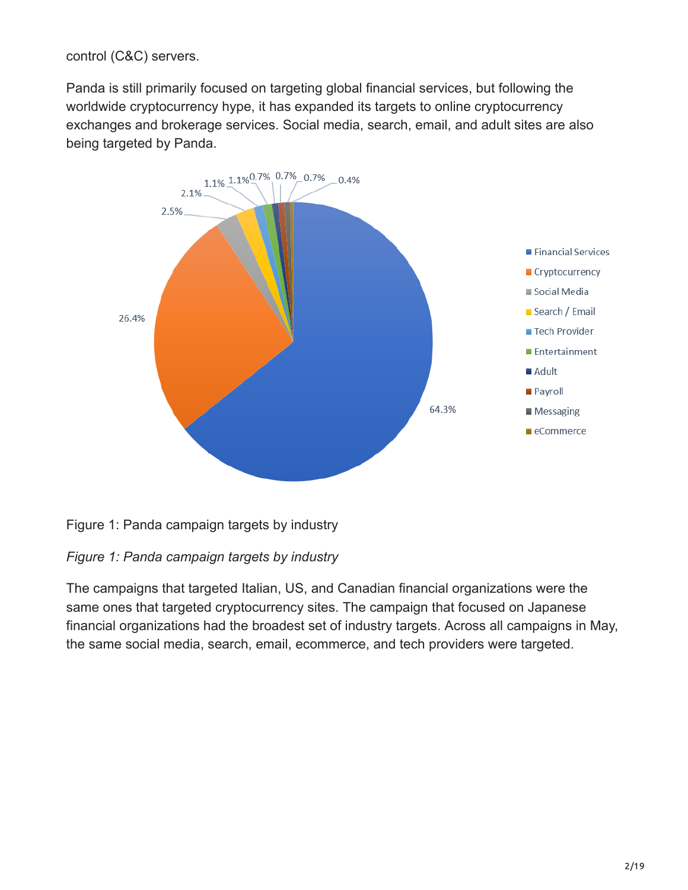control (C&C) servers.

Panda is still primarily focused on targeting global financial services, but following the worldwide cryptocurrency hype, it has expanded its targets to online cryptocurrency exchanges and brokerage services. Social media, search, email, and adult sites are also being targeted by Panda.

Figure 1: Panda campaign targets by industry

*Figure 1: Panda campaign targets by industry*

The campaigns that targeted Italian, US, and Canadian financial organizations were the same ones that targeted cryptocurrency sites. The campaign that focused on Japanese financial organizations had the broadest set of industry targets. Across all campaigns in May, the same social media, search, email, ecommerce, and tech providers were targeted.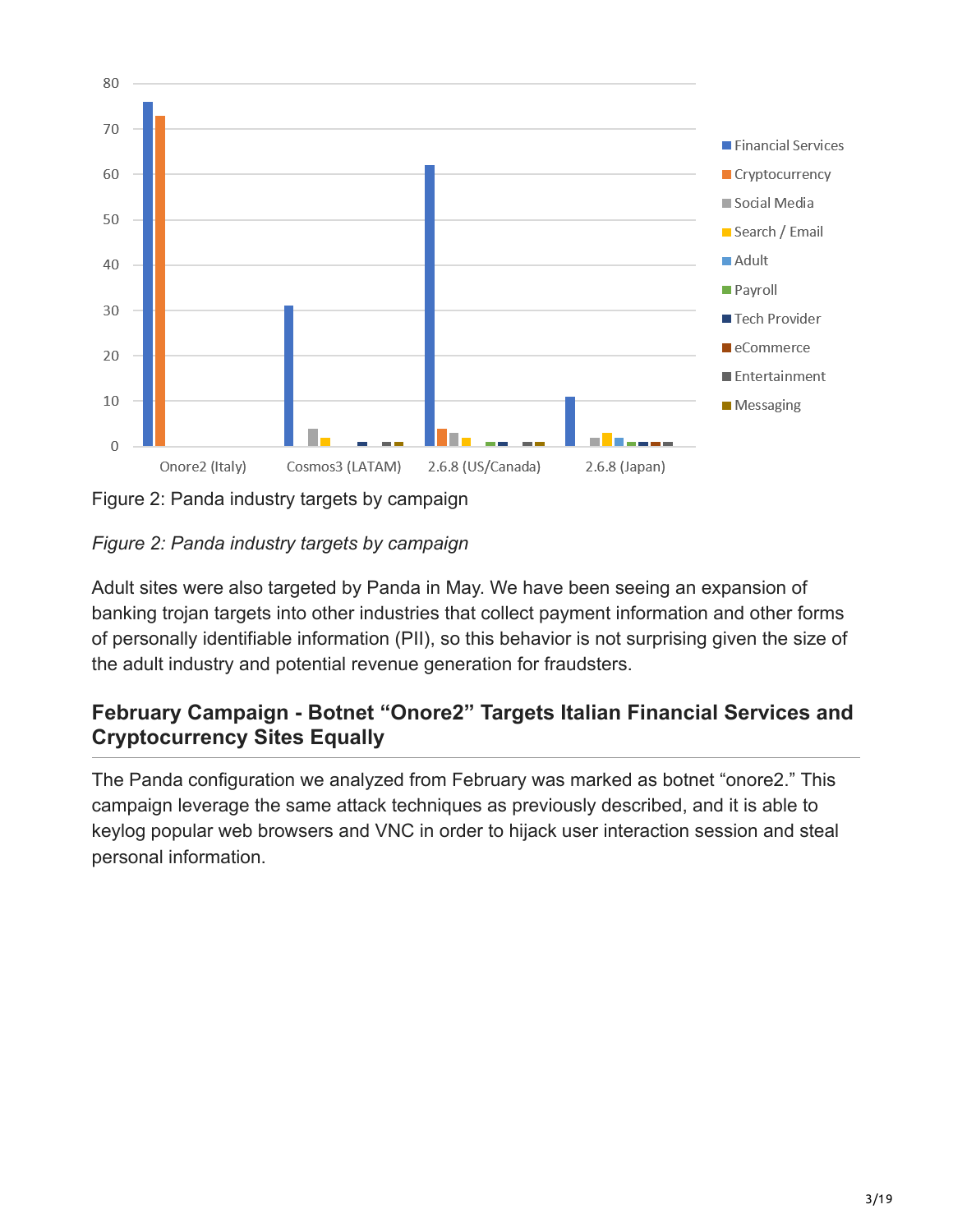Figure 2: Panda industry targets by campaign

*Figure 2: Panda industry targets by campaign*

Adult sites were also targeted by Panda in May. We have been seeing an expansion of banking trojan targets into other industries that collect payment information and other forms of personally identifiable information (PII), so this behavior is not surprising given the size of the adult industry and potential revenue generation for fraudsters.

## February Campaign - Botnet "Onore2" Targets Italian Financial Services and Cryptocurrency Sites Equally

The Panda configuration we analyzed from February was marked as botnet "onore2." This campaign leverage the same attack techniques as previously described, and it is able to keylog popular web browsers and VNC in order to hijack user interaction session and steal personal information.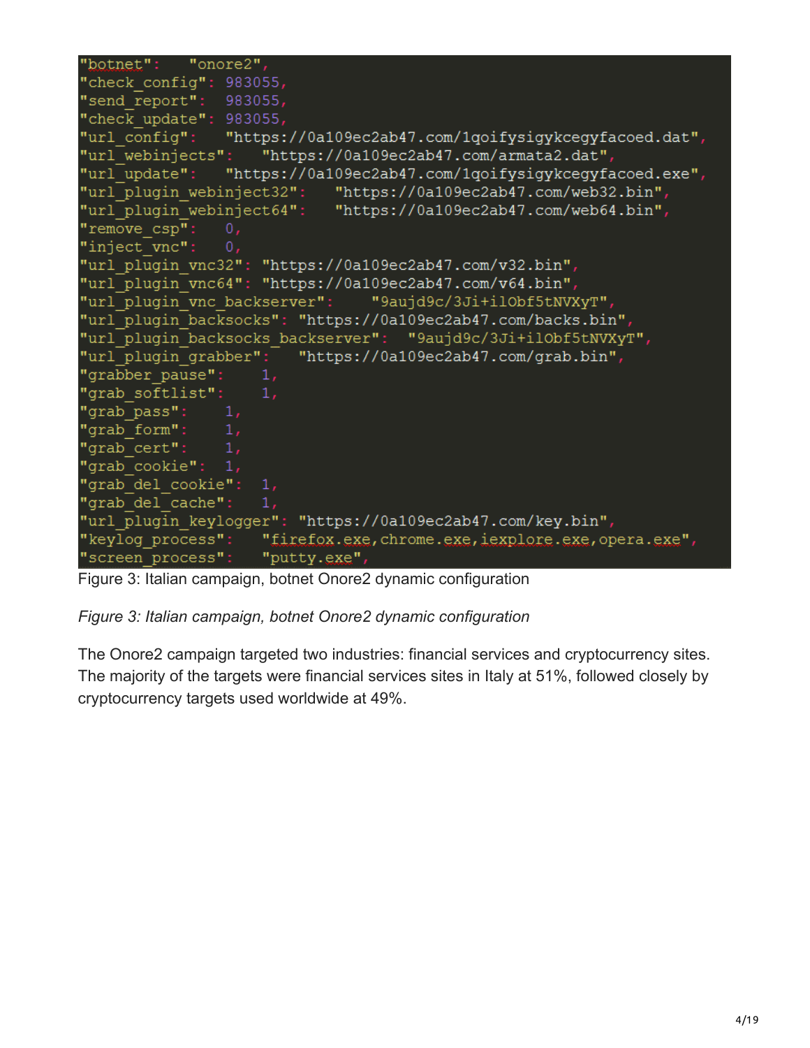```
"botnet":   "onore2",
"check_config": 983055,
"send_report":  983055,
"check_update": 983055,
"url_config":   "https://0a109ec2ab47.com/1qoifysigykcegyfacoed.dat",
"url_webinjects":   "https://0a109ec2ab47.com/armata2.dat",
"url_update":   "https://0a109ec2ab47.com/1qoifysigykcegyfacoed.exe",
"url_plugin_webinject32":   "https://0a109ec2ab47.com/web32.bin",
"url_plugin_webinject64":   "https://0a109ec2ab47.com/web64.bin",
"remove_csp":   0,
"inject_vnc":   0,
"url_plugin_vnc32": "https://0a109ec2ab47.com/v32.bin",
"url_plugin_vnc64": "https://0a109ec2ab47.com/v64.bin",
"url_plugin_vnc_backserver":    "9aujd9c/3Ji+ilObf5tNVXyT",
"url_plugin_backsocks": "https://0a109ec2ab47.com/backs.bin",
"url_plugin_backsocks_backserver":  "9aujd9c/3Ji+ilObf5tNVXyT",
"url_plugin_grabber":   "https://0a109ec2ab47.com/grab.bin",
"grabber_pause":    1,
"grab_softlist":    1,
"grab_pass":    1,
"grab_form":    1,
"grab_cert":    1,
"grab_cookie":  1,
"grab_del_cookie":  1,
"grab_del_cache":   1,
"url_plugin_keylogger": "https://0a109ec2ab47.com/key.bin",
"keylog_process":   "firefox.exe,chrome.exe,iexplore.exe,opera.exe",
"screen_process":   "putty.exe",
```

Figure 3: Italian campaign, botnet Onore2 dynamic configuration

*Figure 3: Italian campaign, botnet Onore2 dynamic configuration*

The Onore2 campaign targeted two industries: financial services and cryptocurrency sites. The majority of the targets were financial services sites in Italy at 51%, followed closely by cryptocurrency targets used worldwide at 49%.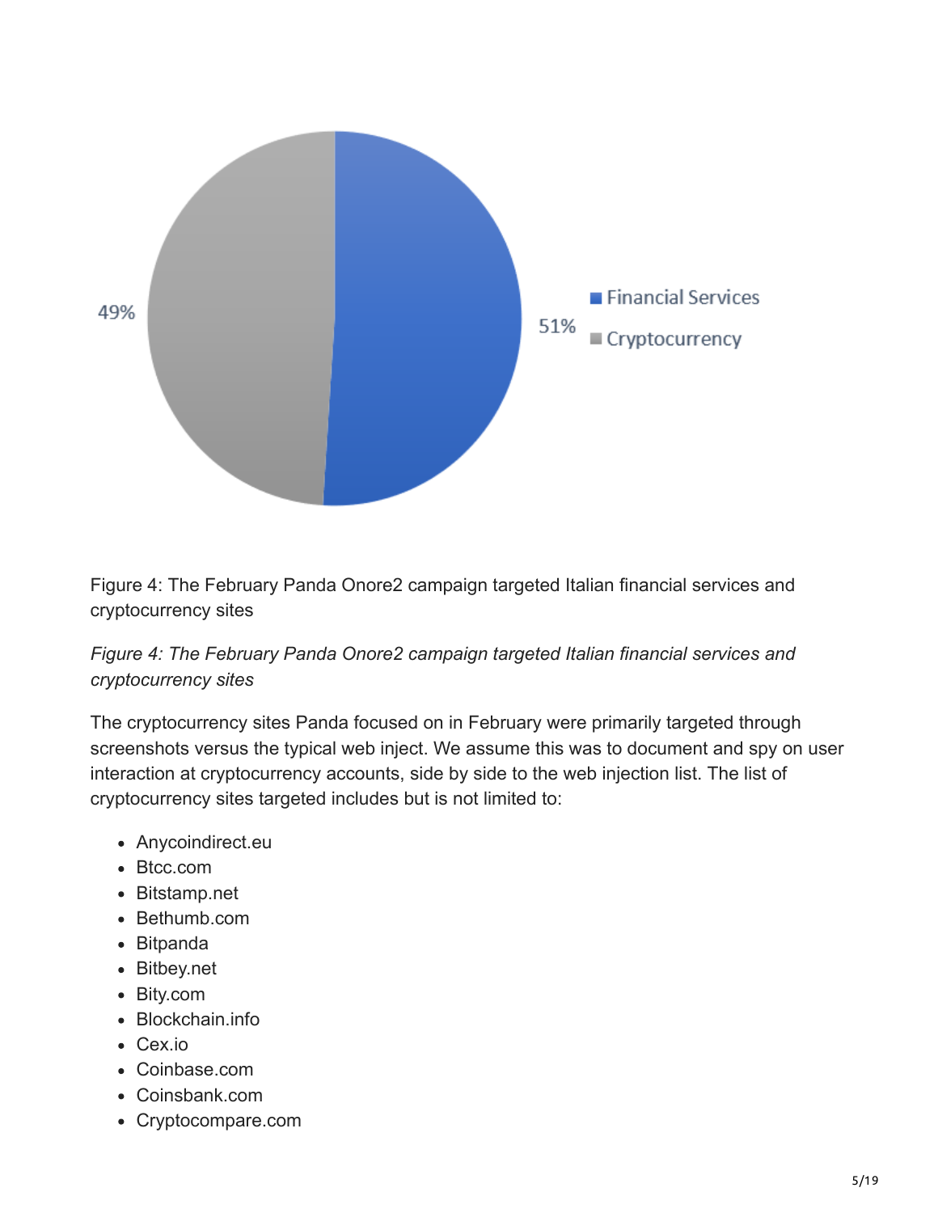Figure 4: The February Panda Onore2 campaign targeted Italian financial services and cryptocurrency sites

*Figure 4: The February Panda Onore2 campaign targeted Italian financial services and cryptocurrency sites*

The cryptocurrency sites Panda focused on in February were primarily targeted through screenshots versus the typical web inject. We assume this was to document and spy on user interaction at cryptocurrency accounts, side by side to the web injection list. The list of cryptocurrency sites targeted includes but is not limited to:

- Anycoindirect.eu
- Btcc.com
- Bitstamp.net
- Bethumb.com
- Bitpanda
- Bitbey.net
- Bity.com
- Blockchain.info
- Cex.io
- Coinbase.com
- Coinsbank.com
- Cryptocompare.com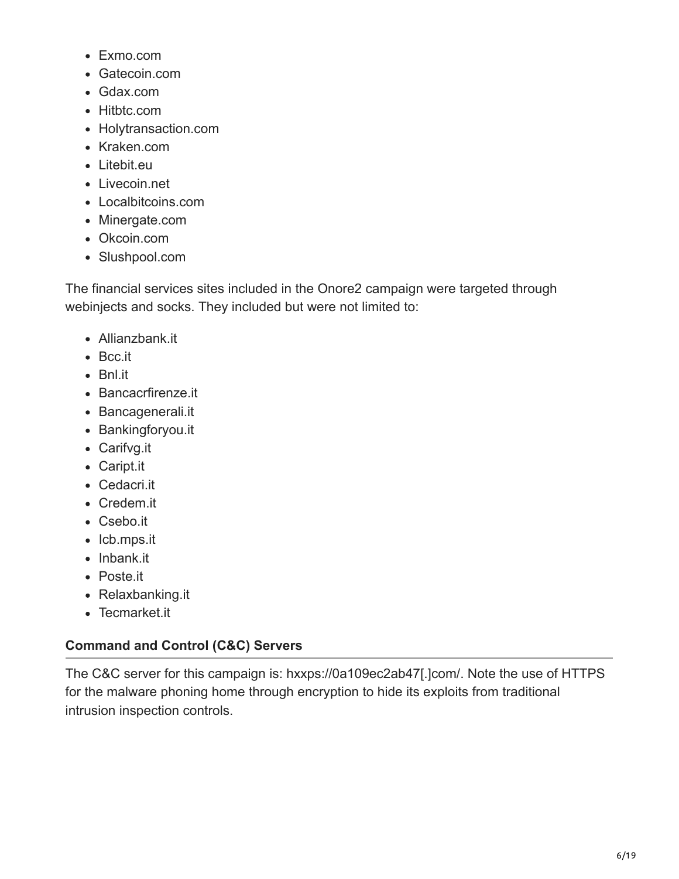- Exmo.com
- Gatecoin.com
- Gdax.com
- Hitbtc.com
- Holytransaction.com
- Kraken.com
- Litebit.eu
- Livecoin.net
- Localbitcoins.com
- Minergate.com
- Okcoin.com
- Slushpool.com

The financial services sites included in the Onore2 campaign were targeted through webinjects and socks. They included but were not limited to:

- Allianzbank.it
- Bcc.it
- Bnl.it
- Bancacrfirenze.it
- Bancagenerali.it
- Bankingforyou.it
- Carifvg.it
- Caript.it
- Cedacri.it
- Credem.it
- Csebo.it
- Icb.mps.it
- Inbank.it
- Poste.it
- Relaxbanking.it
- Tecmarket.it

### Command and Control (C&C) Servers

The C&C server for this campaign is: hxxps://0a109ec2ab47[.]com/. Note the use of HTTPS for the malware phoning home through encryption to hide its exploits from traditional intrusion inspection controls.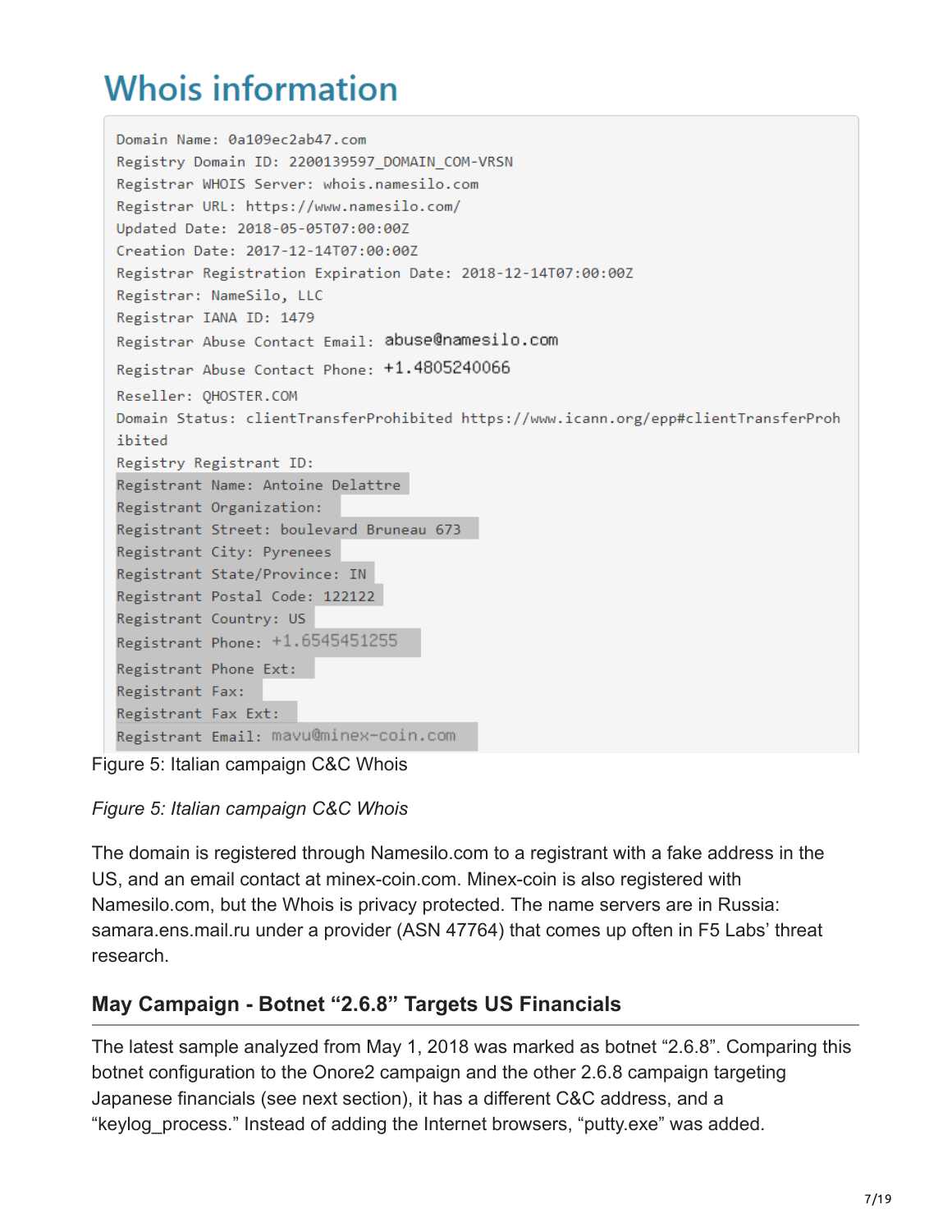## Whois information

```
Domain Name: 0a109ec2ab47.com
Registry Domain ID: 2200139597_DOMAIN_COM-VRSN
Registrar WHOIS Server: whois.namesilo.com
Registrar URL: https://www.namesilo.com/
Updated Date: 2018-05-05T07:00:00Z
Creation Date: 2017-12-14T07:00:00Z
Registrar Registration Expiration Date: 2018-12-14T07:00:00Z
Registrar: NameSilo, LLC
Registrar IANA ID: 1479
Registrar Abuse Contact Email: abuse@namesilo.com
Registrar Abuse Contact Phone: +1.4805240066
Reseller: QHOSTER.COM
Domain Status: clientTransferProhibited https://www.icann.org/epp#clientTransferProh
ibited
Registry Registrant ID:
Registrant Name: Antoine Delattre
Registrant Organization:
Registrant Street: boulevard Bruneau 673
Registrant City: Pyrenees
Registrant State/Province: IN
Registrant Postal Code: 122122
Registrant Country: US
Registrant Phone: +1.6545451255
Registrant Phone Ext:
Registrant Fax:
Registrant Fax Ext:
Registrant Email: mavu@minex-coin.com
```

Figure 5: Italian campaign C&C Whois

*Figure 5: Italian campaign C&C Whois*

The domain is registered through Namesilo.com to a registrant with a fake address in the US, and an email contact at minex-coin.com. Minex-coin is also registered with Namesilo.com, but the Whois is privacy protected. The name servers are in Russia: samara.ens.mail.ru under a provider (ASN 47764) that comes up often in F5 Labs' threat research.

### May Campaign - Botnet "2.6.8" Targets US Financials

The latest sample analyzed from May 1, 2018 was marked as botnet "2.6.8". Comparing this botnet configuration to the Onore2 campaign and the other 2.6.8 campaign targeting Japanese financials (see next section), it has a different C&C address, and a "keylog_process." Instead of adding the Internet browsers, "putty.exe" was added.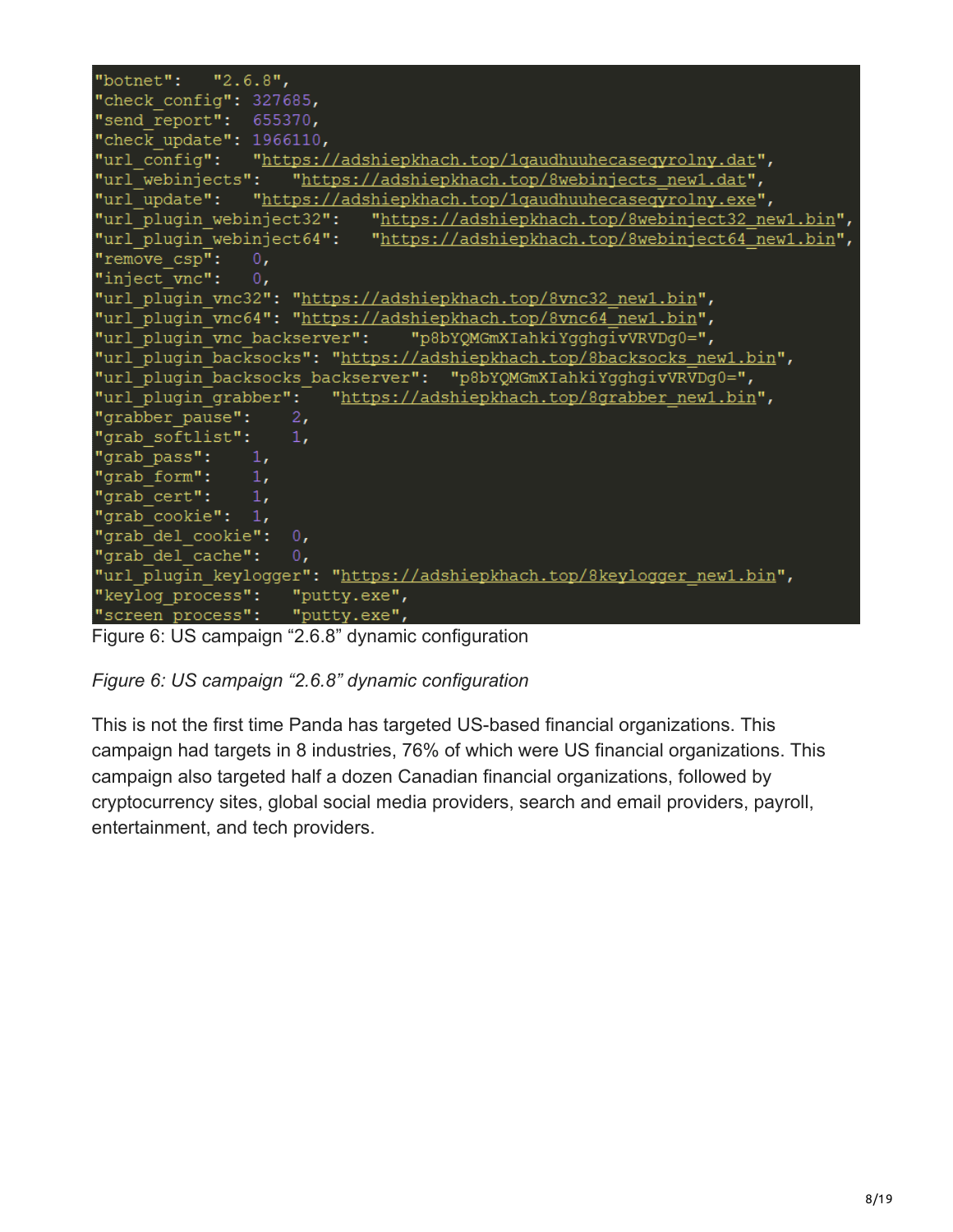```
"botnet":   "2.6.8",
"check_config": 327685,
"send_report":  655370,
"check_update": 1966110,
"url_config":   "https://adshiepkhach.top/1qaudhuuhecaseqyrolny.dat",
"url_webinjects":   "https://adshiepkhach.top/8webinjects_new1.dat",
"url_update":   "https://adshiepkhach.top/1qaudhuuhecaseqyrolny.exe",
"url_plugin_webinject32":   "https://adshiepkhach.top/8webinject32_new1.bin",
"url_plugin_webinject64":   "https://adshiepkhach.top/8webinject64_new1.bin",
"remove_csp":   0,
"inject_vnc":   0,
"url_plugin_vnc32": "https://adshiepkhach.top/8vnc32_new1.bin",
"url_plugin_vnc64": "https://adshiepkhach.top/8vnc64_new1.bin",
"url_plugin_vnc_backserver":    "p8bYQMGmXIahkiYgghgivVRVDg0=",
"url_plugin_backsocks": "https://adshiepkhach.top/8backsocks_new1.bin",
"url_plugin_backsocks_backserver":  "p8bYQMGmXIahkiYgghgivVRVDg0=",
"url_plugin_grabber":   "https://adshiepkhach.top/8grabber_new1.bin",
"grabber_pause":    2,
"grab_softlist":    1,
"grab_pass":    1,
"grab_form":    1,
"grab_cert":    1,
"grab_cookie":  1,
"grab_del_cookie":  0,
"grab_del_cache":   0,
"url_plugin_keylogger": "https://adshiepkhach.top/8keylogger_new1.bin",
"keylog_process":   "putty.exe",
"screen_process":   "putty.exe",
```

Figure 6: US campaign “2.6.8” dynamic configuration

*Figure 6: US campaign “2.6.8” dynamic configuration*

This is not the first time Panda has targeted US-based financial organizations. This campaign had targets in 8 industries, 76% of which were US financial organizations. This campaign also targeted half a dozen Canadian financial organizations, followed by cryptocurrency sites, global social media providers, search and email providers, payroll, entertainment, and tech providers.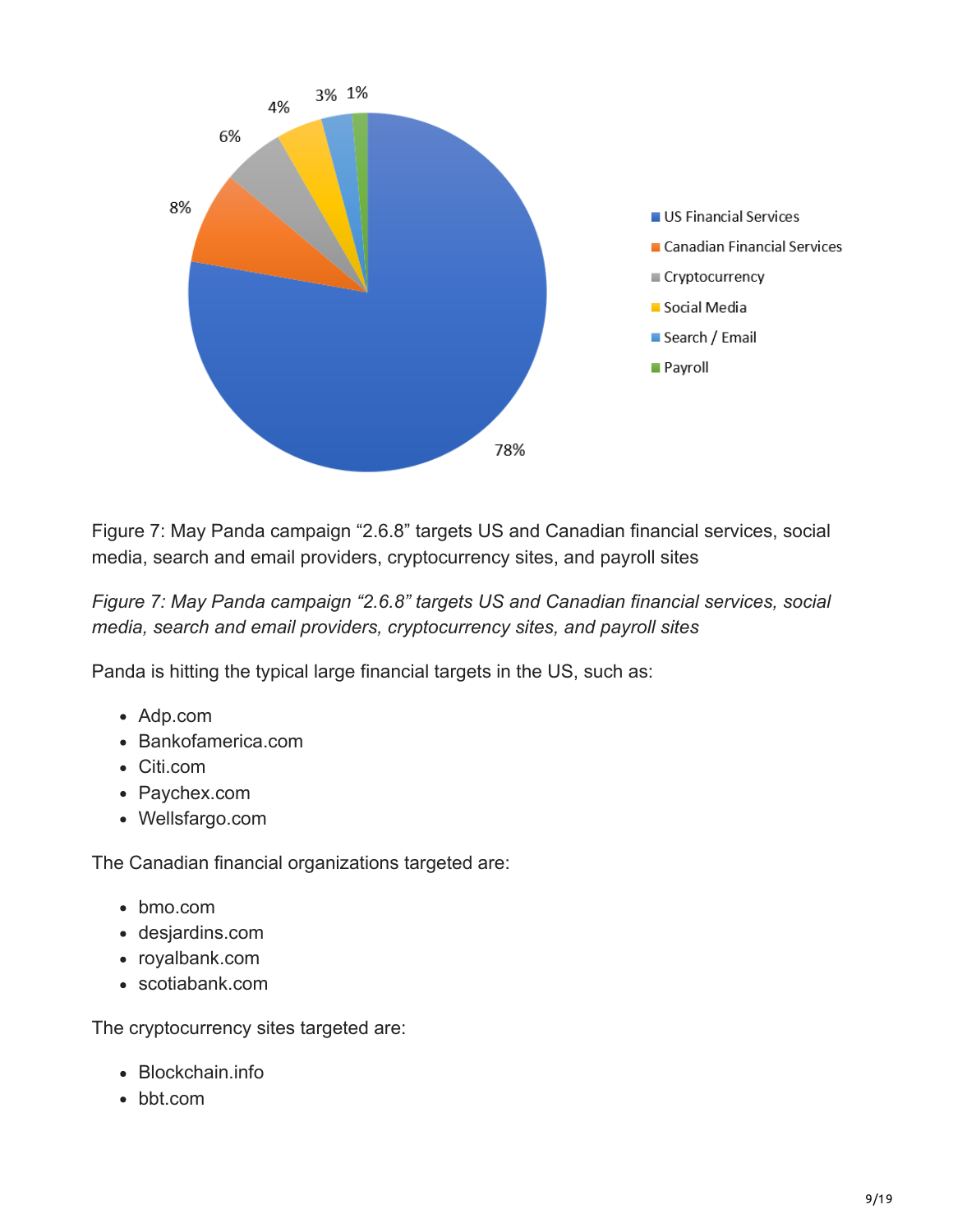Figure 7: May Panda campaign "2.6.8" targets US and Canadian financial services, social media, search and email providers, cryptocurrency sites, and payroll sites

*Figure 7: May Panda campaign "2.6.8" targets US and Canadian financial services, social media, search and email providers, cryptocurrency sites, and payroll sites*

Panda is hitting the typical large financial targets in the US, such as:

- Adp.com
- Bankofamerica.com
- Citi.com
- Paychex.com
- Wellsfargo.com

The Canadian financial organizations targeted are:

- bmo.com
- desjardins.com
- royalbank.com
- scotiabank.com

The cryptocurrency sites targeted are:

- Blockchain.info
- bbt.com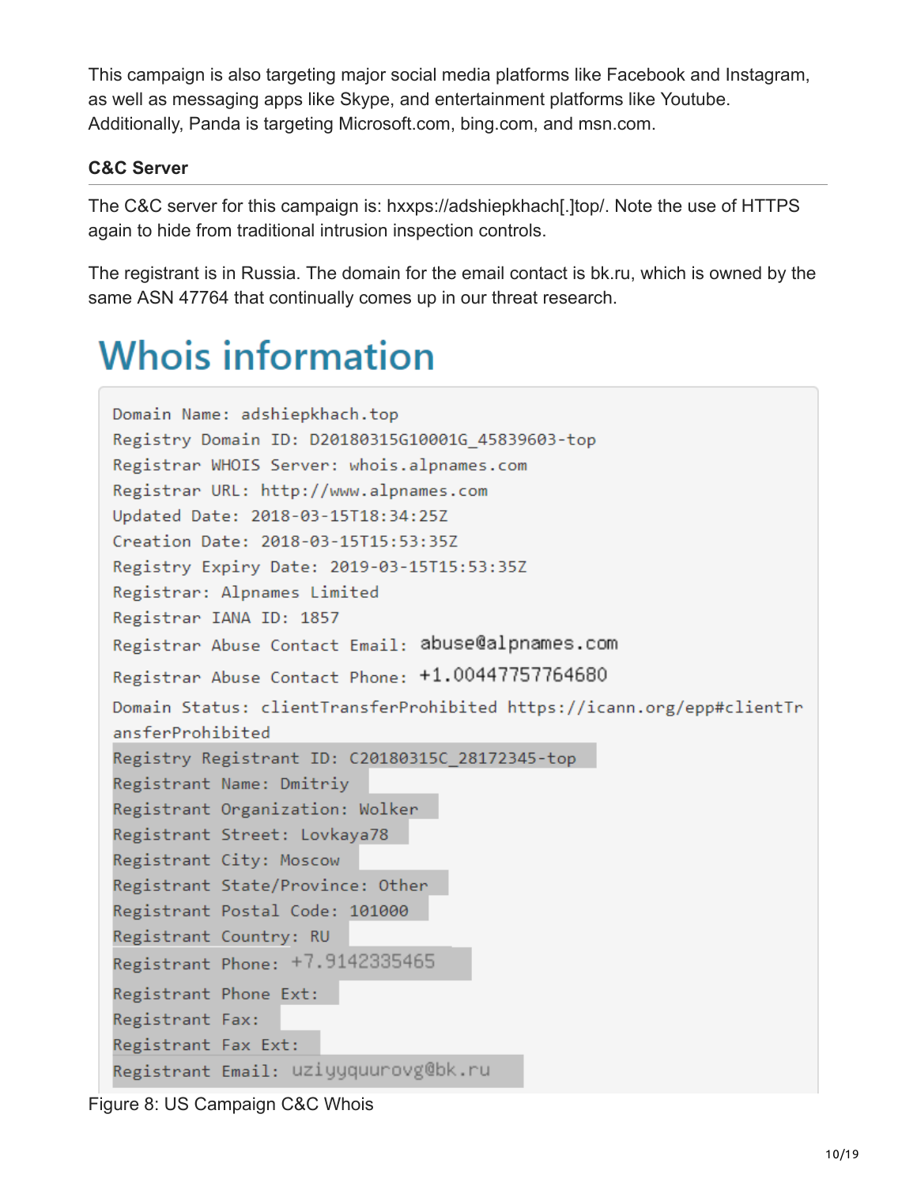This campaign is also targeting major social media platforms like Facebook and Instagram, as well as messaging apps like Skype, and entertainment platforms like Youtube. Additionally, Panda is targeting Microsoft.com, bing.com, and msn.com.

#### C&C Server

The C&C server for this campaign is: hxxps://adshiepkhach[.]top/. Note the use of HTTPS again to hide from traditional intrusion inspection controls.

The registrant is in Russia. The domain for the email contact is bk.ru, which is owned by the same ASN 47764 that continually comes up in our threat research.

## Whois information

```
Domain Name: adshiepkhach.top
Registry Domain ID: D20180315G10001G_45839603-top
Registrar WHOIS Server: whois.alpnames.com
Registrar URL: http://www.alpnames.com
Updated Date: 2018-03-15T18:34:25Z
Creation Date: 2018-03-15T15:53:35Z
Registry Expiry Date: 2019-03-15T15:53:35Z
Registrar: Alpnames Limited
Registrar IANA ID: 1857
Registrar Abuse Contact Email: abuse@alpnames.com
Registrar Abuse Contact Phone: +1.00447757764680
Domain Status: clientTransferProhibited https://icann.org/epp#clientTransferProhibited
Registry Registrant ID: C20180315C_28172345-top
Registrant Name: Dmitriy
Registrant Organization: Wolker
Registrant Street: Lovkaya78
Registrant City: Moscow
Registrant State/Province: Other
Registrant Postal Code: 101000
Registrant Country: RU
Registrant Phone: +7.9142335465
Registrant Phone Ext:
Registrant Fax:
Registrant Fax Ext:
Registrant Email: uziyyquurovg@bk.ru
```

Figure 8: US Campaign C&C Whois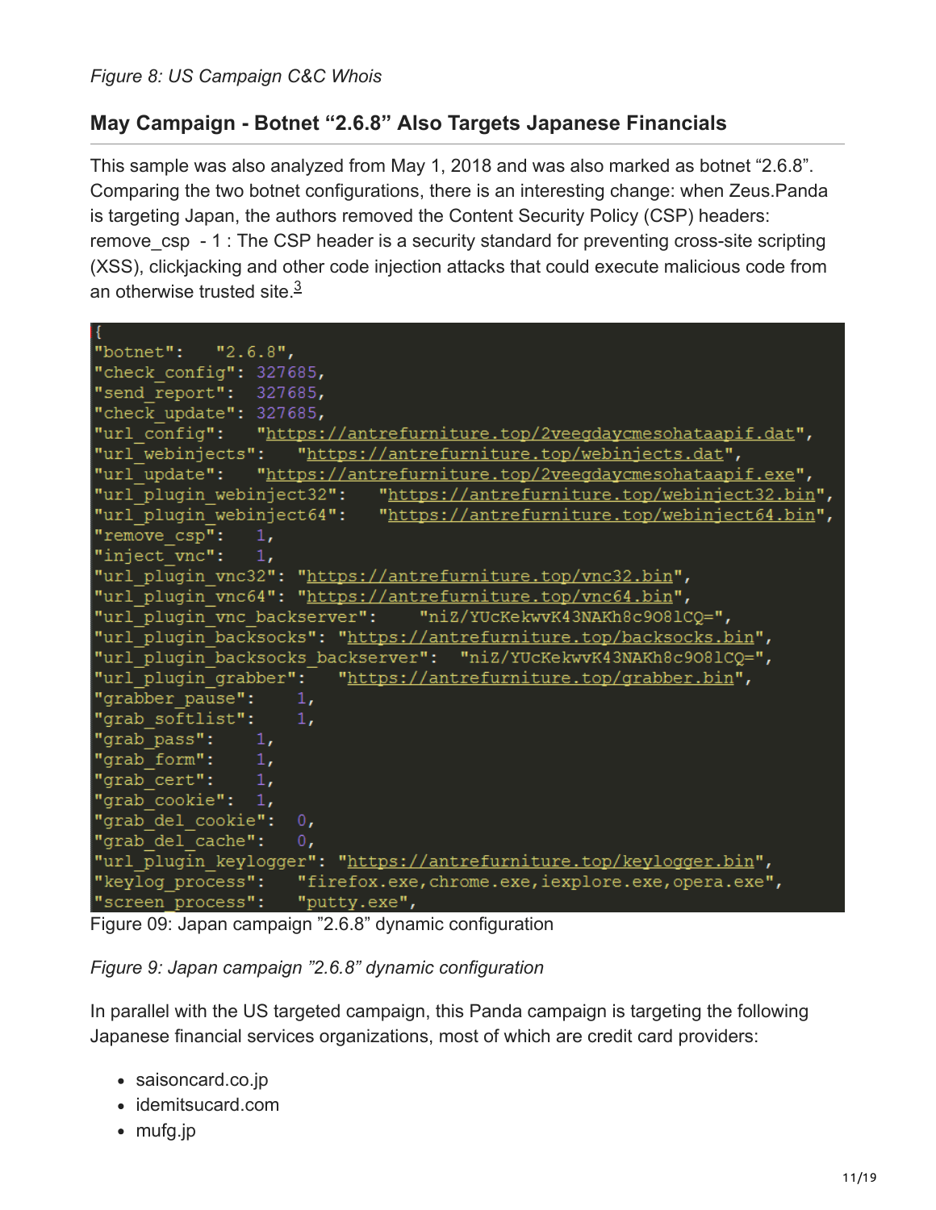*Figure 8: US Campaign C&C Whois*

### May Campaign - Botnet "2.6.8" Also Targets Japanese Financials

This sample was also analyzed from May 1, 2018 and was also marked as botnet "2.6.8". Comparing the two botnet configurations, there is an interesting change: when Zeus.Panda is targeting Japan, the authors removed the Content Security Policy (CSP) headers: remove_csp - 1 : The CSP header is a security standard for preventing cross-site scripting (XSS), clickjacking and other code injection attacks that could execute malicious code from an otherwise trusted site.[3]

```
{
"botnet":   "2.6.8",
"check_config": 327685,
"send_report":  327685,
"check_update": 327685,
"url_config":   "https://antrefurniture.top/2veegdaycmesohataapif.dat",
"url_webinjects":   "https://antrefurniture.top/webinjects.dat",
"url_update":   "https://antrefurniture.top/2veegdaycmesohataapif.exe",
"url_plugin_webinject32":   "https://antrefurniture.top/webinject32.bin",
"url_plugin_webinject64":   "https://antrefurniture.top/webinject64.bin",
"remove_csp":   1,
"inject_vnc":   1,
"url_plugin_vnc32": "https://antrefurniture.top/vnc32.bin",
"url_plugin_vnc64": "https://antrefurniture.top/vnc64.bin",
"url_plugin_vnc_backserver":    "niZ/YUcKekwvK43NAKh8c9O8lCQ=",
"url_plugin_backsocks": "https://antrefurniture.top/backsocks.bin",
"url_plugin_backsocks_backserver":  "niZ/YUcKekwvK43NAKh8c9O8lCQ=",
"url_plugin_grabber":   "https://antrefurniture.top/grabber.bin",
"grabber_pause":    1,
"grab_softlist":    1,
"grab_pass":    1,
"grab_form":    1,
"grab_cert":    1,
"grab_cookie":  1,
"grab_del_cookie":  0,
"grab_del_cache":   0,
"url_plugin_keylogger": "https://antrefurniture.top/keylogger.bin",
"keylog_process":   "firefox.exe,chrome.exe,iexplore.exe,opera.exe",
"screen_process":   "putty.exe",
```

Figure 09: Japan campaign "2.6.8" dynamic configuration

*Figure 9: Japan campaign "2.6.8" dynamic configuration*

In parallel with the US targeted campaign, this Panda campaign is targeting the following Japanese financial services organizations, most of which are credit card providers:

- saisoncard.co.jp
- idemitsucard.com
- mufg.jp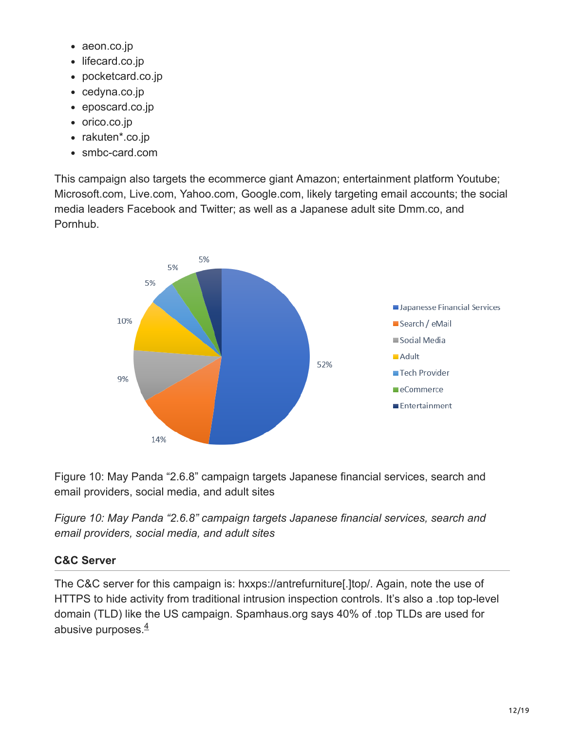- aeon.co.jp
- lifecard.co.jp
- pocketcard.co.jp
- cedyna.co.jp
- eposcard.co.jp
- orico.co.jp
- rakuten*.co.jp
- smbc-card.com

This campaign also targets the ecommerce giant Amazon; entertainment platform Youtube; Microsoft.com, Live.com, Yahoo.com, Google.com, likely targeting email accounts; the social media leaders Facebook and Twitter; as well as a Japanese adult site Dmm.co, and Pornhub.

Figure 10: May Panda "2.6.8" campaign targets Japanese financial services, search and email providers, social media, and adult sites

*Figure 10: May Panda "2.6.8" campaign targets Japanese financial services, search and email providers, social media, and adult sites*

### C&C Server

The C&C server for this campaign is: hxxps://antrefurniture[.]top/. Again, note the use of HTTPS to hide activity from traditional intrusion inspection controls. It's also a .top top-level domain (TLD) like the US campaign. Spamhaus.org says 40% of .top TLDs are used for abusive purposes.[4]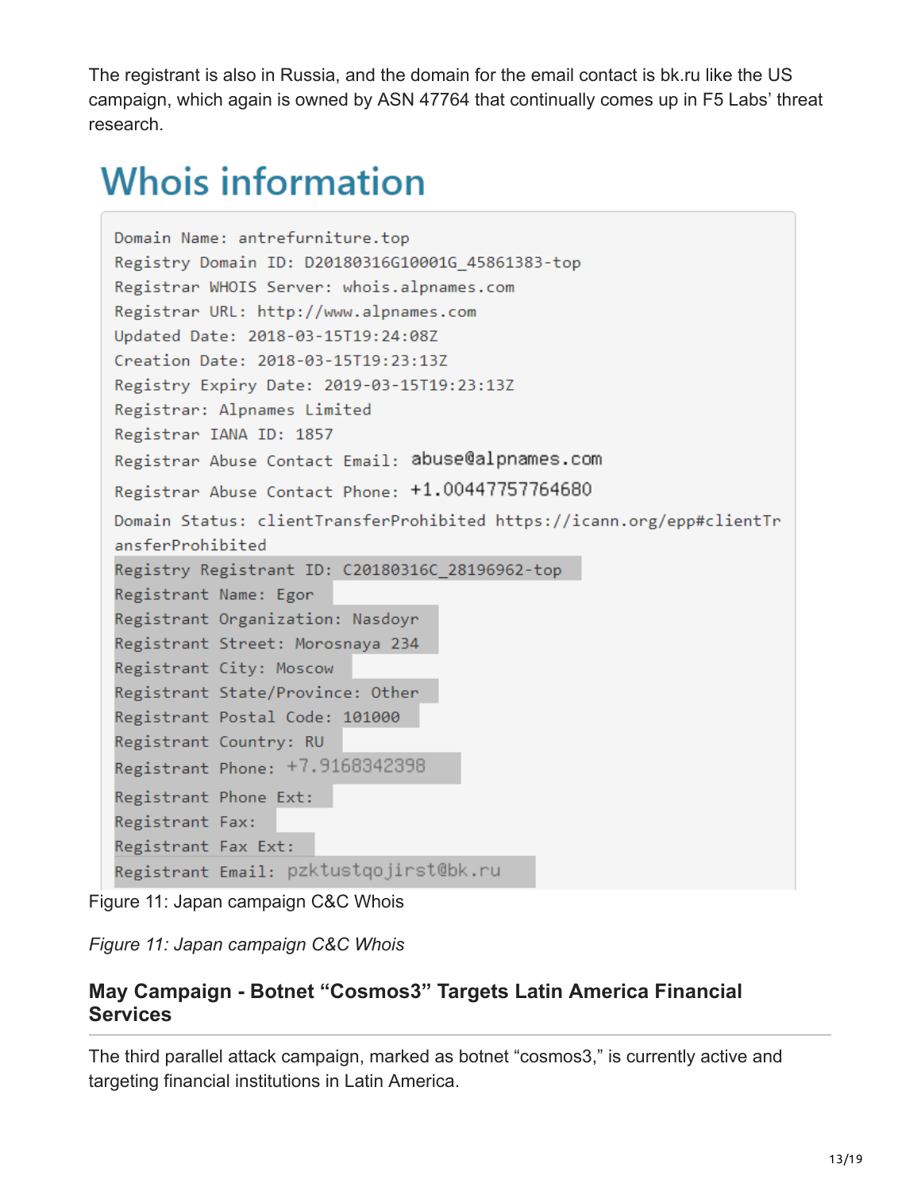The registrant is also in Russia, and the domain for the email contact is bk.ru like the US campaign, which again is owned by ASN 47764 that continually comes up in F5 Labs' threat research.

## Whois information

```
Domain Name: antrefurniture.top
Registry Domain ID: D20180316G10001G_45861383-top
Registrar WHOIS Server: whois.alpnames.com
Registrar URL: http://www.alpnames.com
Updated Date: 2018-03-15T19:24:08Z
Creation Date: 2018-03-15T19:23:13Z
Registry Expiry Date: 2019-03-15T19:23:13Z
Registrar: Alpnames Limited
Registrar IANA ID: 1857
Registrar Abuse Contact Email: abuse@alpnames.com
Registrar Abuse Contact Phone: +1.00447757764680
Domain Status: clientTransferProhibited https://icann.org/epp#clientTransferProhibited
Registry Registrant ID: C20180316C_28196962-top
Registrant Name: Egor
Registrant Organization: Nasdoyr
Registrant Street: Morosnaya 234
Registrant City: Moscow
Registrant State/Province: Other
Registrant Postal Code: 101000
Registrant Country: RU
Registrant Phone: +7.9168342398
Registrant Phone Ext:
Registrant Fax:
Registrant Fax Ext:
Registrant Email: pzktustqojirst@bk.ru
```

Figure 11: Japan campaign C&C Whois

*Figure 11: Japan campaign C&C Whois*

### May Campaign - Botnet "Cosmos3" Targets Latin America Financial Services

The third parallel attack campaign, marked as botnet "cosmos3," is currently active and targeting financial institutions in Latin America.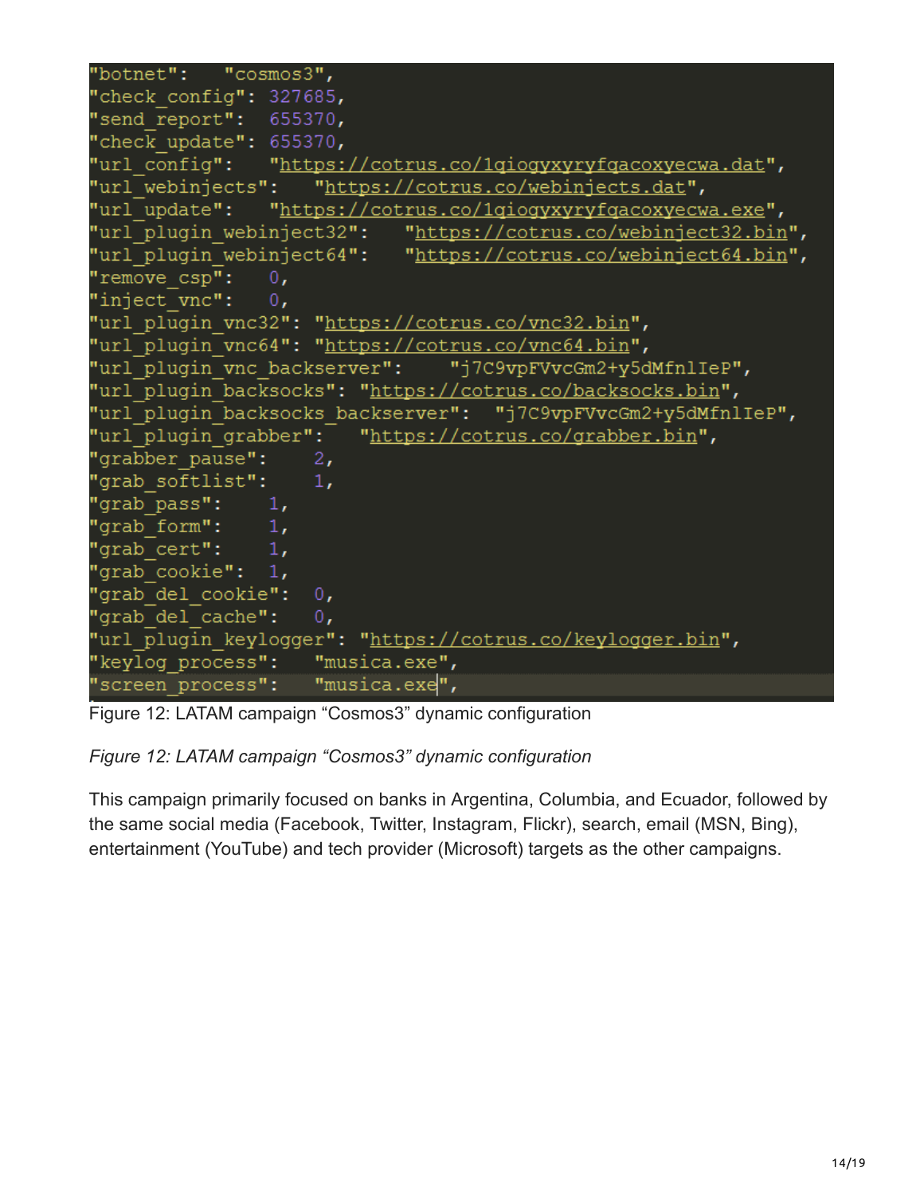```
"botnet":   "cosmos3",
"check_config": 327685,
"send_report":  655370,
"check_update": 655370,
"url_config":   "https://cotrus.co/1qiogyxyryfqacoxyecwa.dat",
"url_webinjects":   "https://cotrus.co/webinjects.dat",
"url_update":   "https://cotrus.co/1qiogyxyryfqacoxyecwa.exe",
"url_plugin_webinject32":   "https://cotrus.co/webinject32.bin",
"url_plugin_webinject64":   "https://cotrus.co/webinject64.bin",
"remove_csp":   0,
"inject_vnc":   0,
"url_plugin_vnc32": "https://cotrus.co/vnc32.bin",
"url_plugin_vnc64": "https://cotrus.co/vnc64.bin",
"url_plugin_vnc_backserver":    "j7C9vpFVvcGm2+y5dMfnlIeP",
"url_plugin_backsocks": "https://cotrus.co/backsocks.bin",
"url_plugin_backsocks_backserver":  "j7C9vpFVvcGm2+y5dMfnlIeP",
"url_plugin_grabber":   "https://cotrus.co/grabber.bin",
"grabber_pause":    2,
"grab_softlist":    1,
"grab_pass":    1,
"grab_form":    1,
"grab_cert":    1,
"grab_cookie":  1,
"grab_del_cookie":  0,
"grab_del_cache":   0,
"url_plugin_keylogger": "https://cotrus.co/keylogger.bin",
"keylog_process":   "musica.exe",
"screen_process":   "musica.exe",
```

Figure 12: LATAM campaign "Cosmos3" dynamic configuration

*Figure 12: LATAM campaign "Cosmos3" dynamic configuration*

This campaign primarily focused on banks in Argentina, Columbia, and Ecuador, followed by the same social media (Facebook, Twitter, Instagram, Flickr), search, email (MSN, Bing), entertainment (YouTube) and tech provider (Microsoft) targets as the other campaigns.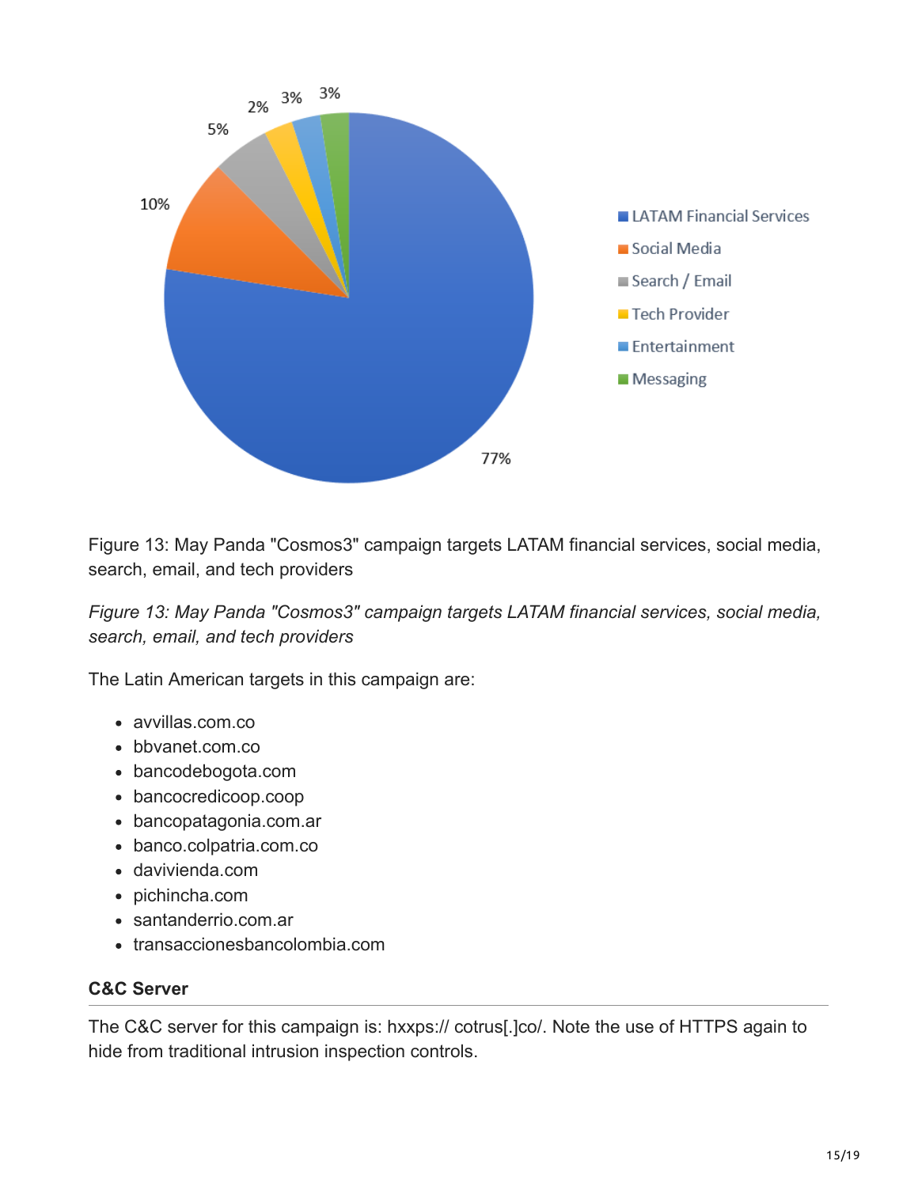Figure 13: May Panda "Cosmos3" campaign targets LATAM financial services, social media, search, email, and tech providers

*Figure 13: May Panda "Cosmos3" campaign targets LATAM financial services, social media, search, email, and tech providers*

The Latin American targets in this campaign are:

- avvillas.com.co
- bbvanet.com.co
- bancodebogota.com
- bancocredicoop.coop
- bancopatagonia.com.ar
- banco.colpatria.com.co
- davivienda.com
- pichincha.com
- santanderrio.com.ar
- transaccionesbancolombia.com

### C&C Server

The C&C server for this campaign is: hxxps:// cotrus[.]co/. Note the use of HTTPS again to hide from traditional intrusion inspection controls.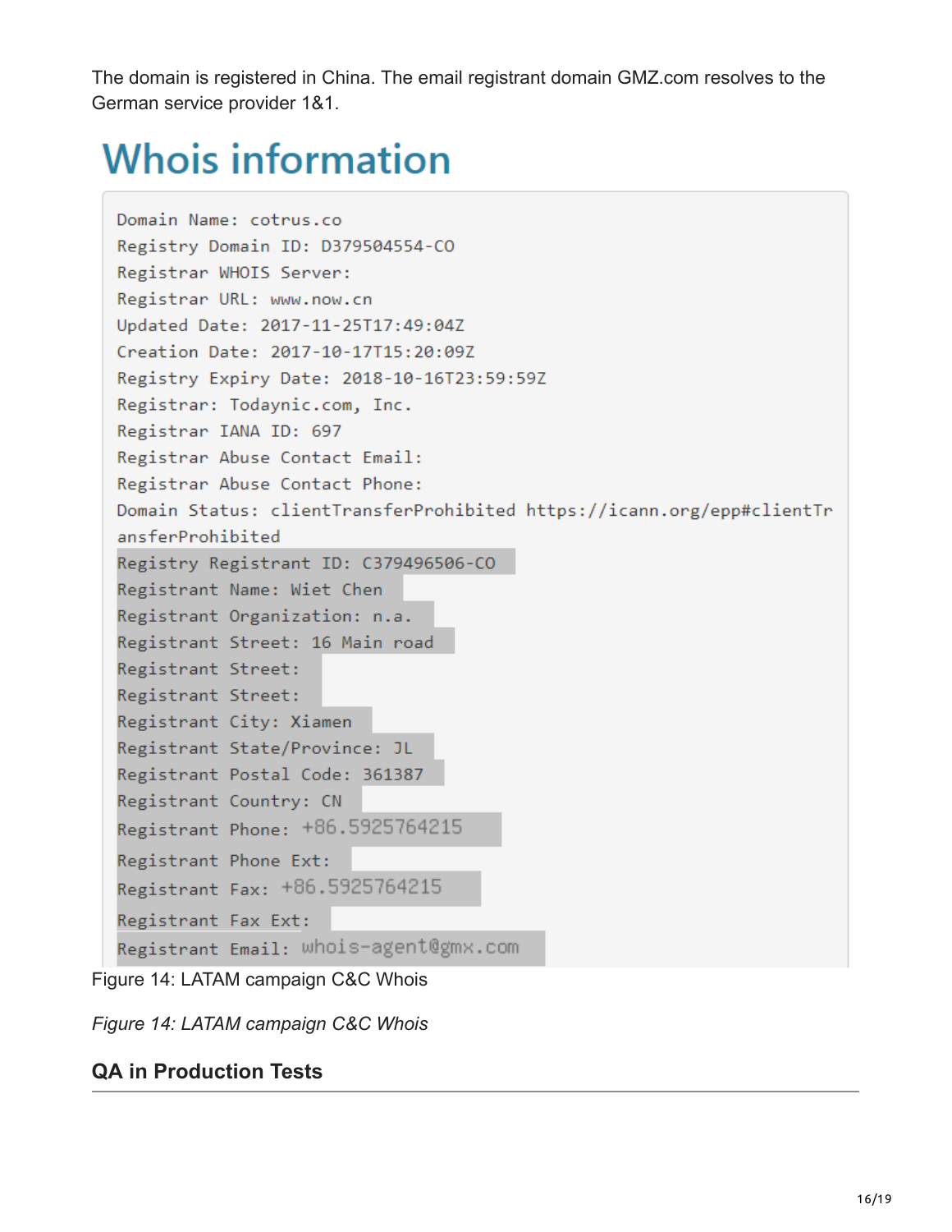The domain is registered in China. The email registrant domain GMZ.com resolves to the German service provider 1&1.

## Whois information

```
Domain Name: cotrus.co
Registry Domain ID: D379504554-CO
Registrar WHOIS Server:
Registrar URL: www.now.cn
Updated Date: 2017-11-25T17:49:04Z
Creation Date: 2017-10-17T15:20:09Z
Registry Expiry Date: 2018-10-16T23:59:59Z
Registrar: Todaynic.com, Inc.
Registrar IANA ID: 697
Registrar Abuse Contact Email:
Registrar Abuse Contact Phone:
Domain Status: clientTransferProhibited https://icann.org/epp#clientTr
ansferProhibited
Registry Registrant ID: C379496506-CO
Registrant Name: Wiet Chen
Registrant Organization: n.a.
Registrant Street: 16 Main road
Registrant Street:
Registrant Street:
Registrant City: Xiamen
Registrant State/Province: JL
Registrant Postal Code: 361387
Registrant Country: CN
Registrant Phone: +86.5925764215
Registrant Phone Ext:
Registrant Fax: +86.5925764215
Registrant Fax Ext:
Registrant Email: whois-agent@gmx.com
```

Figure 14: LATAM campaign C&C Whois

*Figure 14: LATAM campaign C&C Whois*

### QA in Production Tests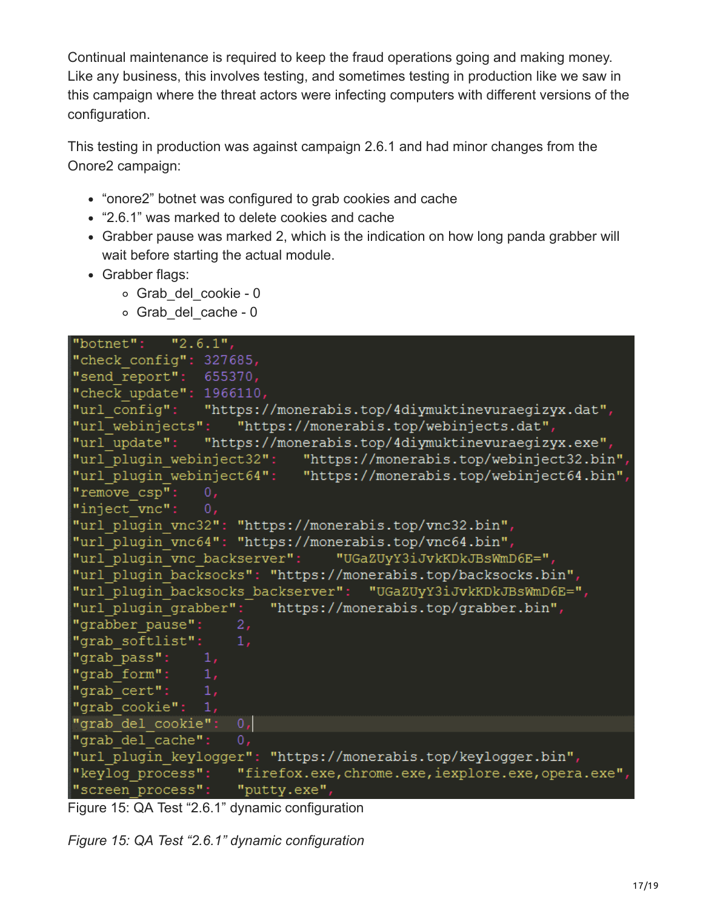Continual maintenance is required to keep the fraud operations going and making money. Like any business, this involves testing, and sometimes testing in production like we saw in this campaign where the threat actors were infecting computers with different versions of the configuration.

This testing in production was against campaign 2.6.1 and had minor changes from the Onore2 campaign:

- “onore2” botnet was configured to grab cookies and cache
- “2.6.1” was marked to delete cookies and cache
- Grabber pause was marked 2, which is the indication on how long panda grabber will wait before starting the actual module.
- Grabber flags:
  - Grab_del_cookie - 0
  - Grab_del_cache - 0

```
"botnet":   "2.6.1",
"check_config": 327685,
"send_report":  655370,
"check_update": 1966110,
"url_config":   "https://monerabis.top/4diymuktinevuraegizyx.dat",
"url_webinjects":   "https://monerabis.top/webinjects.dat",
"url_update":   "https://monerabis.top/4diymuktinevuraegizyx.exe",
"url_plugin_webinject32":   "https://monerabis.top/webinject32.bin",
"url_plugin_webinject64":   "https://monerabis.top/webinject64.bin",
"remove_csp":   0,
"inject_vnc":   0,
"url_plugin_vnc32": "https://monerabis.top/vnc32.bin",
"url_plugin_vnc64": "https://monerabis.top/vnc64.bin",
"url_plugin_vnc_backserver":    "UGaZUyY3iJvkKDkJBsWmD6E=",
"url_plugin_backsocks": "https://monerabis.top/backsocks.bin",
"url_plugin_backsocks_backserver":  "UGaZUyY3iJvkKDkJBsWmD6E=",
"url_plugin_grabber":   "https://monerabis.top/grabber.bin",
"grabber_pause":    2,
"grab_softlist":    1,
"grab_pass":    1,
"grab_form":    1,
"grab_cert":    1,
"grab_cookie":  1,
"grab_del_cookie":  0,
"grab_del_cache":   0,
"url_plugin_keylogger": "https://monerabis.top/keylogger.bin",
"keylog_process":   "firefox.exe,chrome.exe,iexplore.exe,opera.exe",
"screen_process":   "putty.exe",
```

Figure 15: QA Test “2.6.1” dynamic configuration

*Figure 15: QA Test “2.6.1” dynamic configuration*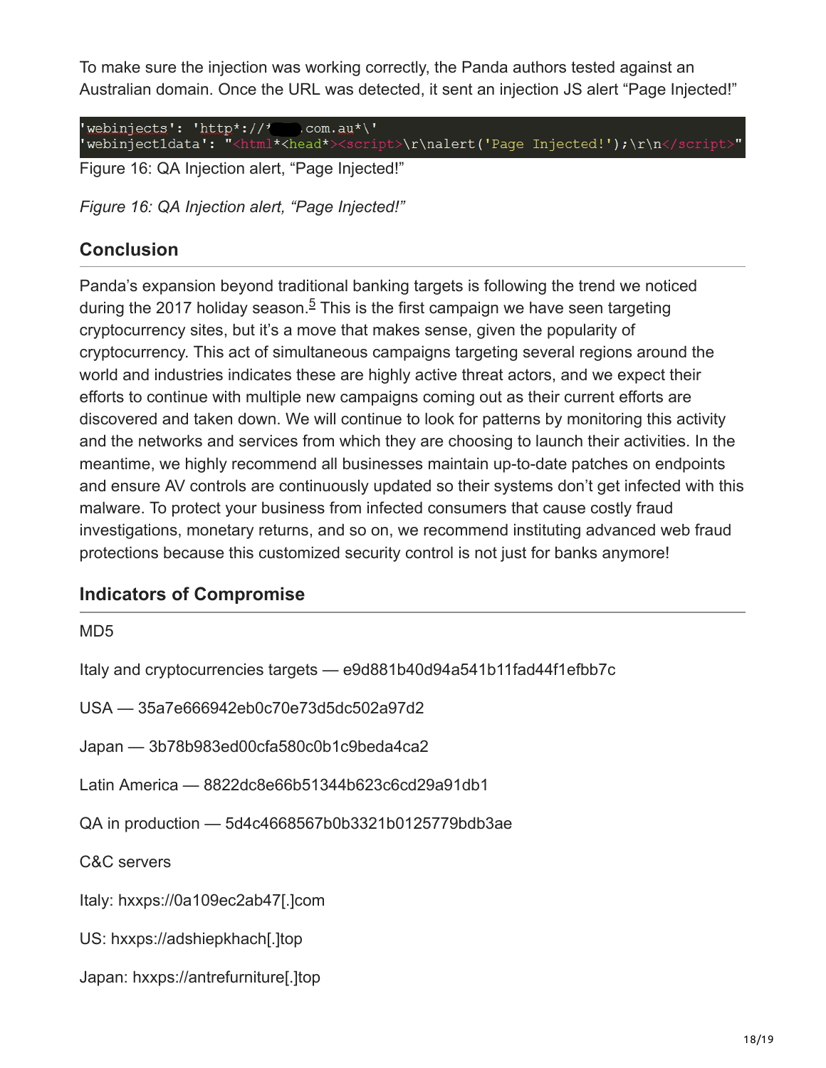To make sure the injection was working correctly, the Panda authors tested against an Australian domain. Once the URL was detected, it sent an injection JS alert "Page Injected!"

```
'webinjects': 'http*://*████.com.au*\'
'webinject1data': "<html*<head*><script>\r\nalert('Page Injected!');\r\n</script>"
```

Figure 16: QA Injection alert, "Page Injected!"

*Figure 16: QA Injection alert, "Page Injected!"*

## Conclusion

Panda's expansion beyond traditional banking targets is following the trend we noticed during the 2017 holiday season.[5] This is the first campaign we have seen targeting cryptocurrency sites, but it's a move that makes sense, given the popularity of cryptocurrency. This act of simultaneous campaigns targeting several regions around the world and industries indicates these are highly active threat actors, and we expect their efforts to continue with multiple new campaigns coming out as their current efforts are discovered and taken down. We will continue to look for patterns by monitoring this activity and the networks and services from which they are choosing to launch their activities. In the meantime, we highly recommend all businesses maintain up-to-date patches on endpoints and ensure AV controls are continuously updated so their systems don't get infected with this malware. To protect your business from infected consumers that cause costly fraud investigations, monetary returns, and so on, we recommend instituting advanced web fraud protections because this customized security control is not just for banks anymore!

## Indicators of Compromise

MD5

Italy and cryptocurrencies targets — e9d881b40d94a541b11fad44f1efbb7c

USA — 35a7e666942eb0c70e73d5dc502a97d2

Japan — 3b78b983ed00cfa580c0b1c9beda4ca2

Latin America — 8822dc8e66b51344b623c6cd29a91db1

QA in production — 5d4c4668567b0b3321b0125779bdb3ae

C&C servers

Italy: hxxps://0a109ec2ab47[.]com

US: hxxps://adshiepkhach[.]top

Japan: hxxps://antrefurniture[.]top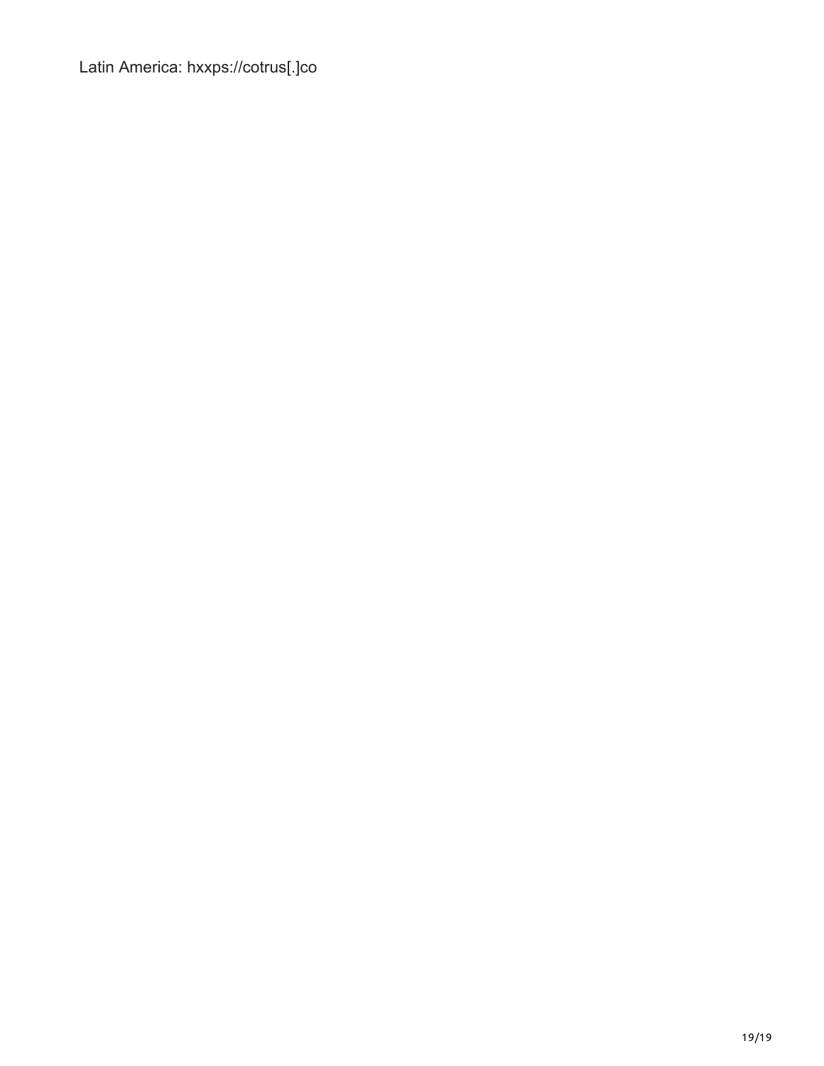Latin America: hxxps://cotrus[.]co